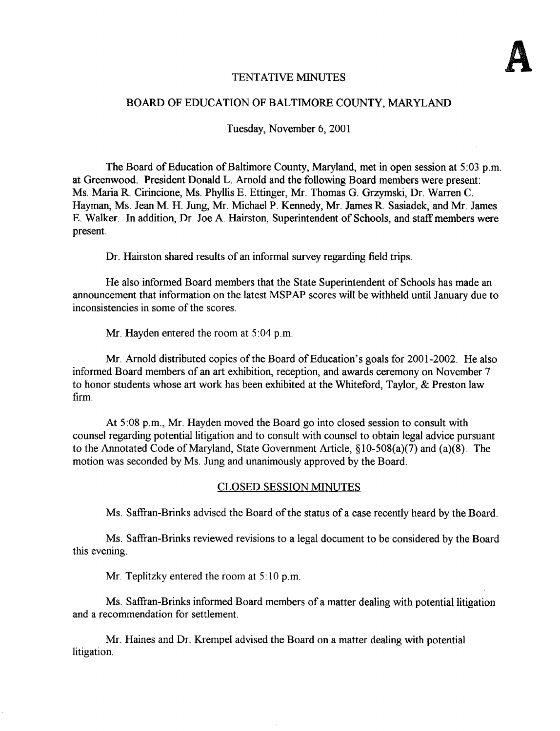**A**

# TENTATIVE MINUTES

## BOARD OF EDUCATION OF BALTIMORE COUNTY, MARYLAND

Tuesday, November 6, 2001

The Board of Education of Baltimore County, Maryland, met in open session at 5:03 p.m. at Greenwood. President Donald L. Arnold and the following Board members were present: Ms. Maria R. Cirincione, Ms. Phyllis E. Ettinger, Mr. Thomas G. Grzymski, Dr. Warren C. Hayman, Ms. Jean M. H. Jung, Mr. Michael P. Kennedy, Mr. James R. Sasiadek, and Mr. James E. Walker. In addition, Dr. Joe A. Hairston, Superintendent of Schools, and staff members were present.

Dr. Hairston shared results of an informal survey regarding field trips.

He also informed Board members that the State Superintendent of Schools has made an announcement that information on the latest MSPAP scores will be withheld until January due to inconsistencies in some of the scores.

Mr. Hayden entered the room at 5:04 p.m.

Mr. Arnold distributed copies of the Board of Education's goals for 2001-2002. He also informed Board members of an art exhibition, reception, and awards ceremony on November 7 to honor students whose art work has been exhibited at the Whiteford, Taylor, & Preston law firm.

At 5:08 p.m., Mr. Hayden moved the Board go into closed session to consult with counsel regarding potential litigation and to consult with counsel to obtain legal advice pursuant to the Annotated Code of Maryland, State Government Article, §10-508(a)(7) and (a)(8). The motion was seconded by Ms. Jung and unanimously approved by the Board.

## CLOSED SESSION MINUTES

Ms. Saffran-Brinks advised the Board of the status of a case recently heard by the Board.

Ms. Saffran-Brinks reviewed revisions to a legal document to be considered by the Board this evening.

Mr. Teplitzky entered the room at 5:10 p.m.

Ms. Saffran-Brinks informed Board members of a matter dealing with potential litigation and a recommendation for settlement.

Mr. Haines and Dr. Krempel advised the Board on a matter dealing with potential litigation.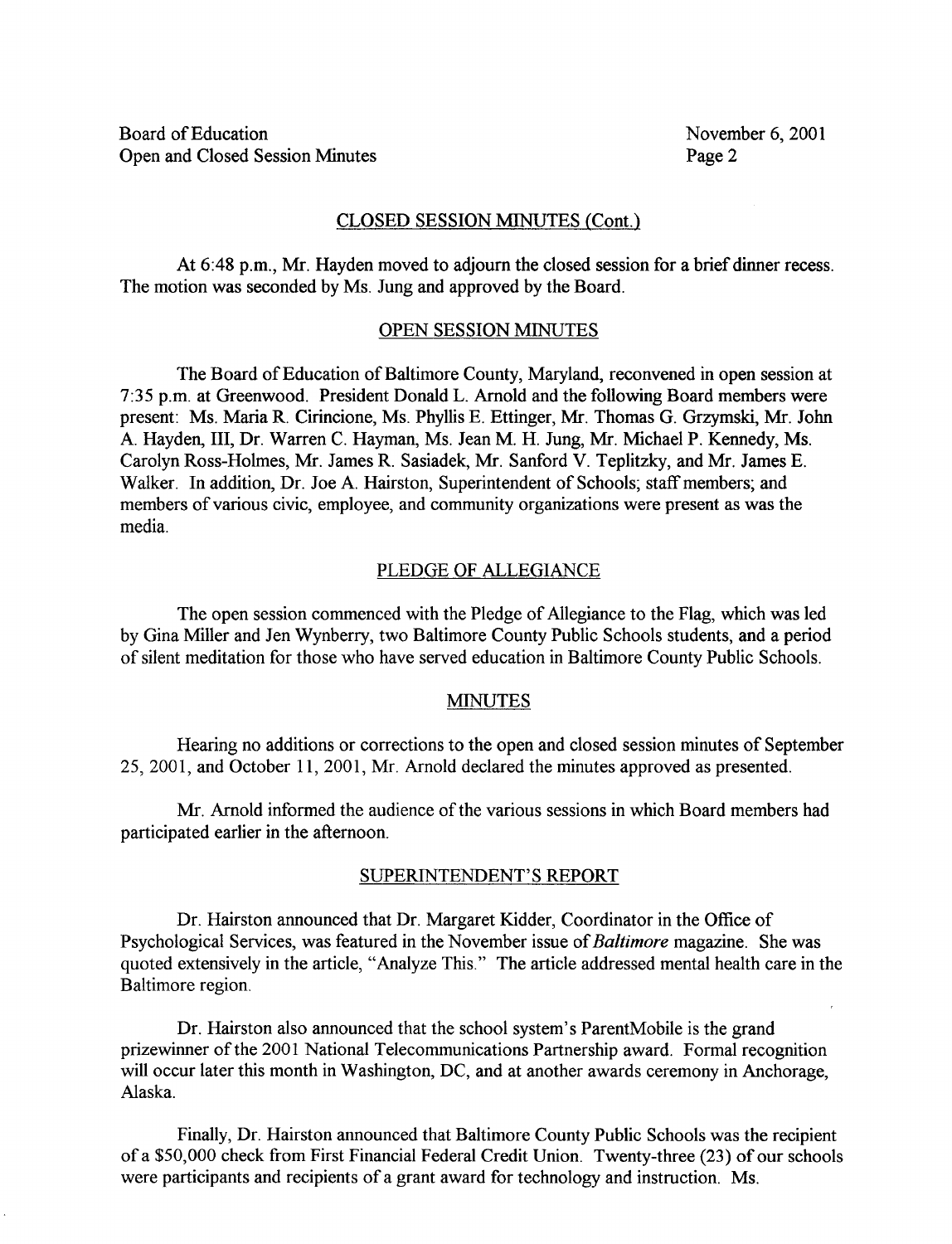## CLOSED SESSION MINUTES (Cont.)

At 6:48 p.m., Mr. Hayden moved to adjourn the closed session for a brief dinner recess. The motion was seconded by Ms. Jung and approved by the Board.

## OPEN SESSION MINUTES

The Board of Education of Baltimore County, Maryland, reconvened in open session at 7:35 p.m. at Greenwood. President Donald L. Arnold and the following Board members were present: Ms. Maria R. Cirincione, Ms. Phyllis E. Ettinger, Mr. Thomas G. Grzymski, Mr. John A. Hayden, III, Dr. Warren C. Hayman, Ms. Jean M. H. Jung, Mr. Michael P. Kennedy, Ms. Carolyn Ross-Holmes, Mr. James R. Sasiadek, Mr. Sanford V. Teplitzky, and Mr. James E. Walker. In addition, Dr. Joe A. Hairston, Superintendent of Schools; staff members; and members of various civic, employee, and community organizations were present as was the media.

## PLEDGE OF ALLEGIANCE

The open session commenced with the Pledge of Allegiance to the Flag, which was led by Gina Miller and Jen Wynberry, two Baltimore County Public Schools students, and a period of silent meditation for those who have served education in Baltimore County Public Schools.

## MINUTES

Hearing no additions or corrections to the open and closed session minutes of September 25, 2001, and October 11, 2001, Mr. Arnold declared the minutes approved as presented.

Mr. Arnold informed the audience of the various sessions in which Board members had participated earlier in the afternoon.

## SUPERINTENDENT'S REPORT

Dr. Hairston announced that Dr. Margaret Kidder, Coordinator in the Office of Psychological Services, was featured in the November issue of *Baltimore* magazine. She was quoted extensively in the article, "Analyze This." The article addressed mental health care in the Baltimore region.

Dr. Hairston also announced that the school system's ParentMobile is the grand prizewinner of the 2001 National Telecommunications Partnership award. Formal recognition will occur later this month in Washington, DC, and at another awards ceremony in Anchorage, Alaska.

Finally, Dr. Hairston announced that Baltimore County Public Schools was the recipient of a $50,000 check from First Financial Federal Credit Union. Twenty-three (23) of our schools were participants and recipients of a grant award for technology and instruction. Ms.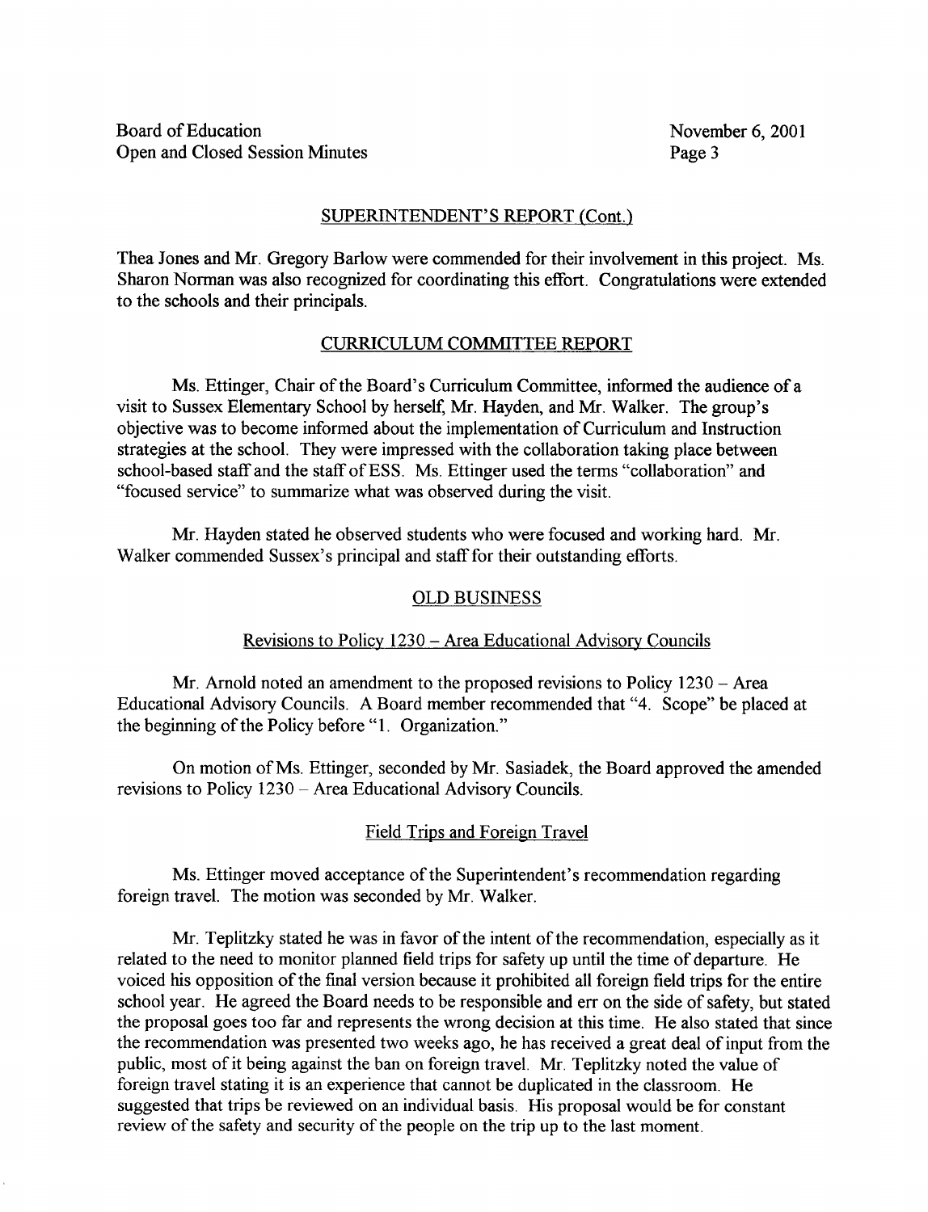## SUPERINTENDENT'S REPORT (Cont.)

Thea Jones and Mr. Gregory Barlow were commended for their involvement in this project. Ms. Sharon Norman was also recognized for coordinating this effort. Congratulations were extended to the schools and their principals.

## CURRICULUM COMMITTEE REPORT

Ms. Ettinger, Chair of the Board's Curriculum Committee, informed the audience of a visit to Sussex Elementary School by herself, Mr. Hayden, and Mr. Walker. The group's objective was to become informed about the implementation of Curriculum and Instruction strategies at the school. They were impressed with the collaboration taking place between school-based staff and the staff of ESS. Ms. Ettinger used the terms "collaboration" and "focused service" to summarize what was observed during the visit.

Mr. Hayden stated he observed students who were focused and working hard. Mr. Walker commended Sussex's principal and staff for their outstanding efforts.

## OLD BUSINESS

### Revisions to Policy 1230 – Area Educational Advisory Councils

Mr. Arnold noted an amendment to the proposed revisions to Policy 1230 – Area Educational Advisory Councils. A Board member recommended that "4. Scope" be placed at the beginning of the Policy before "1. Organization."

On motion of Ms. Ettinger, seconded by Mr. Sasiadek, the Board approved the amended revisions to Policy 1230 – Area Educational Advisory Councils.

### Field Trips and Foreign Travel

Ms. Ettinger moved acceptance of the Superintendent's recommendation regarding foreign travel. The motion was seconded by Mr. Walker.

Mr. Teplitzky stated he was in favor of the intent of the recommendation, especially as it related to the need to monitor planned field trips for safety up until the time of departure. He voiced his opposition of the final version because it prohibited all foreign field trips for the entire school year. He agreed the Board needs to be responsible and err on the side of safety, but stated the proposal goes too far and represents the wrong decision at this time. He also stated that since the recommendation was presented two weeks ago, he has received a great deal of input from the public, most of it being against the ban on foreign travel. Mr. Teplitzky noted the value of foreign travel stating it is an experience that cannot be duplicated in the classroom. He suggested that trips be reviewed on an individual basis. His proposal would be for constant review of the safety and security of the people on the trip up to the last moment.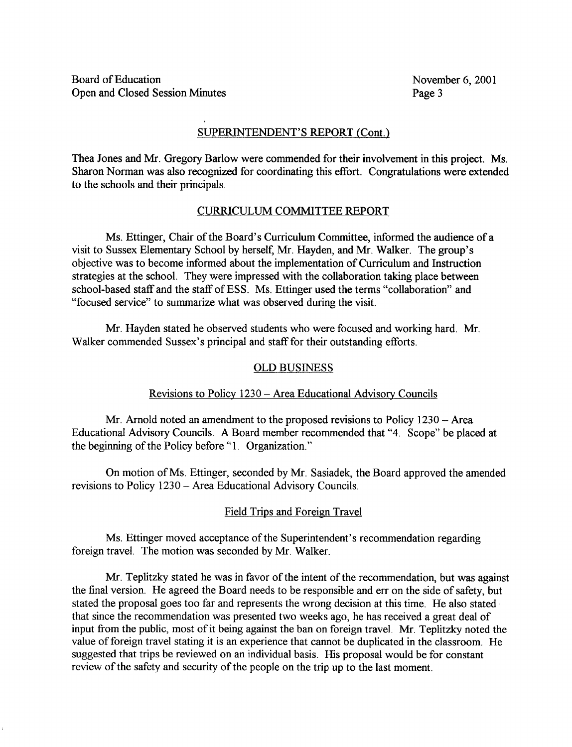## SUPERINTENDENT'S REPORT (Cont.)

Thea Jones and Mr. Gregory Barlow were commended for their involvement in this project. Ms. Sharon Norman was also recognized for coordinating this effort. Congratulations were extended to the schools and their principals.

## CURRICULUM COMMITTEE REPORT

Ms. Ettinger, Chair of the Board's Curriculum Committee, informed the audience of a visit to Sussex Elementary School by herself, Mr. Hayden, and Mr. Walker. The group's objective was to become informed about the implementation of Curriculum and Instruction strategies at the school. They were impressed with the collaboration taking place between school-based staff and the staff of ESS. Ms. Ettinger used the terms "collaboration" and "focused service" to summarize what was observed during the visit.

Mr. Hayden stated he observed students who were focused and working hard. Mr. Walker commended Sussex's principal and staff for their outstanding efforts.

## OLD BUSINESS

### Revisions to Policy 1230 – Area Educational Advisory Councils

Mr. Arnold noted an amendment to the proposed revisions to Policy 1230 – Area Educational Advisory Councils. A Board member recommended that "4. Scope" be placed at the beginning of the Policy before "1. Organization."

On motion of Ms. Ettinger, seconded by Mr. Sasiadek, the Board approved the amended revisions to Policy 1230 – Area Educational Advisory Councils.

### Field Trips and Foreign Travel

Ms. Ettinger moved acceptance of the Superintendent's recommendation regarding foreign travel. The motion was seconded by Mr. Walker.

Mr. Teplitzky stated he was in favor of the intent of the recommendation, but was against the final version. He agreed the Board needs to be responsible and err on the side of safety, but stated the proposal goes too far and represents the wrong decision at this time. He also stated that since the recommendation was presented two weeks ago, he has received a great deal of input from the public, most of it being against the ban on foreign travel. Mr. Teplitzky noted the value of foreign travel stating it is an experience that cannot be duplicated in the classroom. He suggested that trips be reviewed on an individual basis. His proposal would be for constant review of the safety and security of the people on the trip up to the last moment.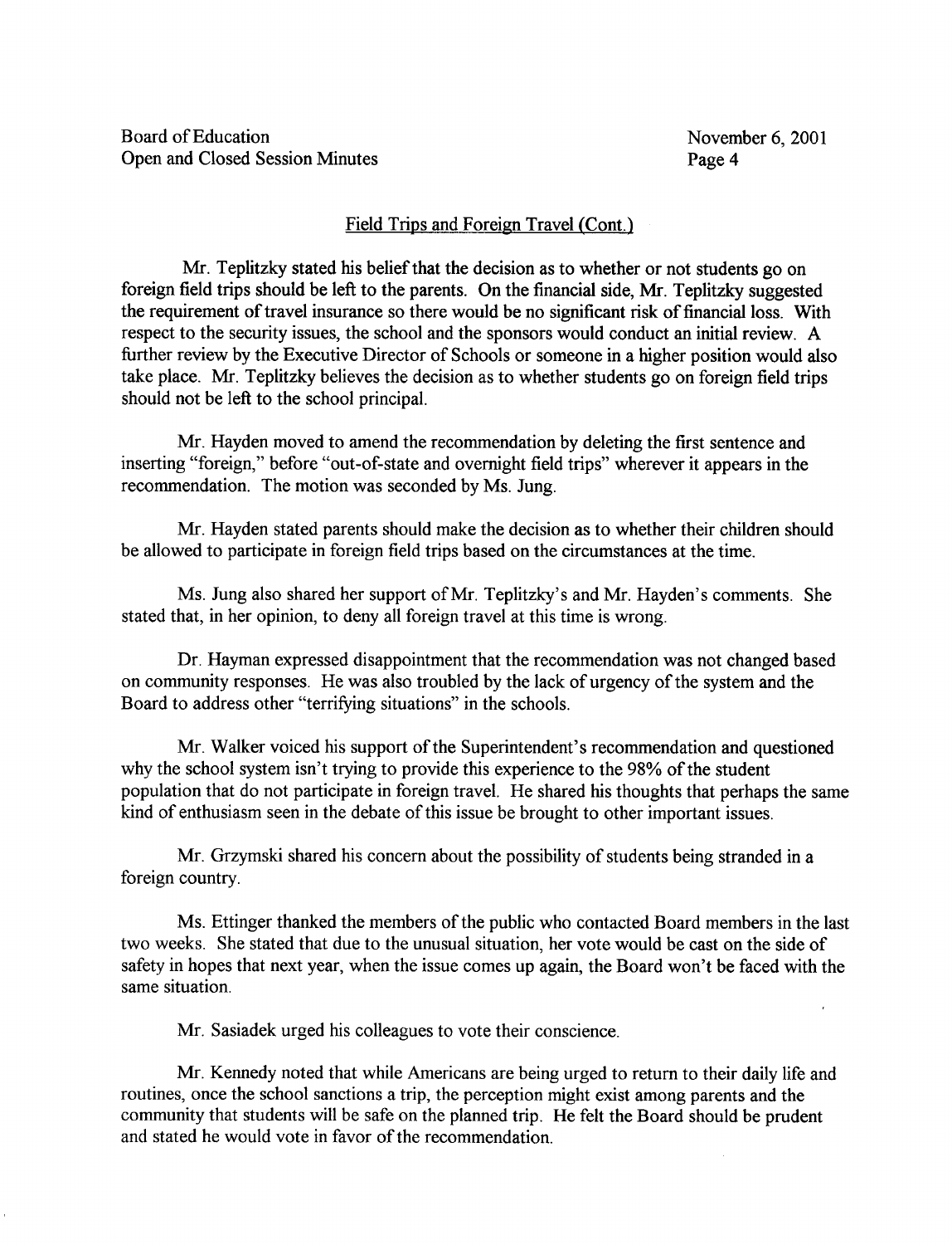Field Trips and Foreign Travel (Cont.)

Mr. Teplitzky stated his belief that the decision as to whether or not students go on foreign field trips should be left to the parents. On the financial side, Mr. Teplitzky suggested the requirement of travel insurance so there would be no significant risk of financial loss. With respect to the security issues, the school and the sponsors would conduct an initial review. A further review by the Executive Director of Schools or someone in a higher position would also take place. Mr. Teplitzky believes the decision as to whether students go on foreign field trips should not be left to the school principal.

Mr. Hayden moved to amend the recommendation by deleting the first sentence and inserting "foreign," before "out-of-state and overnight field trips" wherever it appears in the recommendation. The motion was seconded by Ms. Jung.

Mr. Hayden stated parents should make the decision as to whether their children should be allowed to participate in foreign field trips based on the circumstances at the time.

Ms. Jung also shared her support of Mr. Teplitzky's and Mr. Hayden's comments. She stated that, in her opinion, to deny all foreign travel at this time is wrong.

Dr. Hayman expressed disappointment that the recommendation was not changed based on community responses. He was also troubled by the lack of urgency of the system and the Board to address other "terrifying situations" in the schools.

Mr. Walker voiced his support of the Superintendent's recommendation and questioned why the school system isn't trying to provide this experience to the 98% of the student population that do not participate in foreign travel. He shared his thoughts that perhaps the same kind of enthusiasm seen in the debate of this issue be brought to other important issues.

Mr. Grzymski shared his concern about the possibility of students being stranded in a foreign country.

Ms. Ettinger thanked the members of the public who contacted Board members in the last two weeks. She stated that due to the unusual situation, her vote would be cast on the side of safety in hopes that next year, when the issue comes up again, the Board won't be faced with the same situation.

Mr. Sasiadek urged his colleagues to vote their conscience.

Mr. Kennedy noted that while Americans are being urged to return to their daily life and routines, once the school sanctions a trip, the perception might exist among parents and the community that students will be safe on the planned trip. He felt the Board should be prudent and stated he would vote in favor of the recommendation.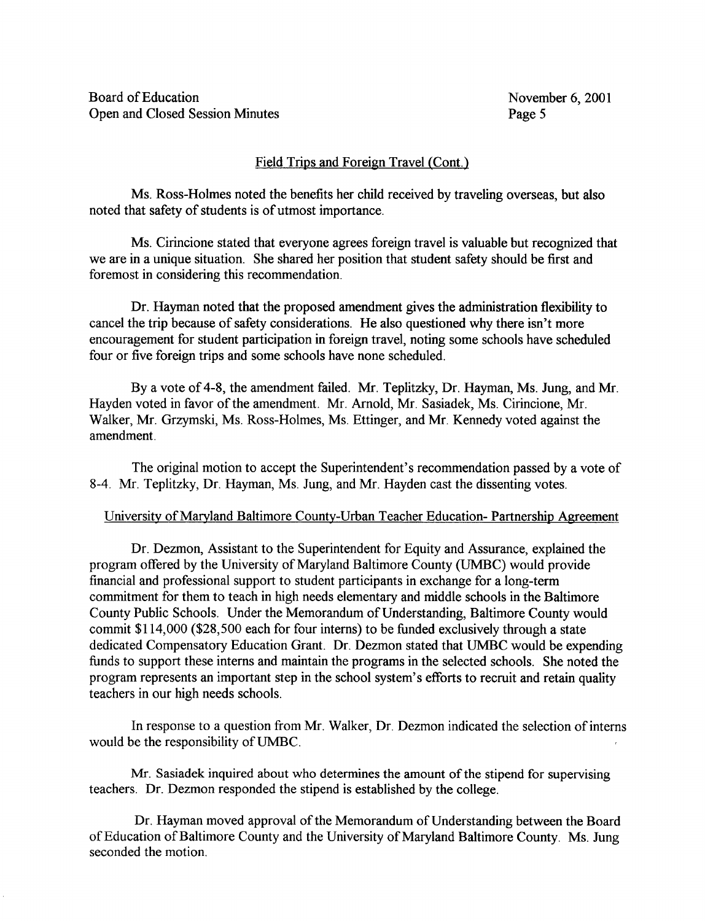Field Trips and Foreign Travel (Cont.)

Ms. Ross-Holmes noted the benefits her child received by traveling overseas, but also noted that safety of students is of utmost importance.

Ms. Cirincione stated that everyone agrees foreign travel is valuable but recognized that we are in a unique situation. She shared her position that student safety should be first and foremost in considering this recommendation.

Dr. Hayman noted that the proposed amendment gives the administration flexibility to cancel the trip because of safety considerations. He also questioned why there isn't more encouragement for student participation in foreign travel, noting some schools have scheduled four or five foreign trips and some schools have none scheduled.

By a vote of 4-8, the amendment failed. Mr. Teplitzky, Dr. Hayman, Ms. Jung, and Mr. Hayden voted in favor of the amendment. Mr. Arnold, Mr. Sasiadek, Ms. Cirincione, Mr. Walker, Mr. Grzymski, Ms. Ross-Holmes, Ms. Ettinger, and Mr. Kennedy voted against the amendment.

The original motion to accept the Superintendent's recommendation passed by a vote of 8-4. Mr. Teplitzky, Dr. Hayman, Ms. Jung, and Mr. Hayden cast the dissenting votes.

University of Maryland Baltimore County-Urban Teacher Education- Partnership Agreement

Dr. Dezmon, Assistant to the Superintendent for Equity and Assurance, explained the program offered by the University of Maryland Baltimore County (UMBC) would provide financial and professional support to student participants in exchange for a long-term commitment for them to teach in high needs elementary and middle schools in the Baltimore County Public Schools. Under the Memorandum of Understanding, Baltimore County would commit $114,000 ($28,500 each for four interns) to be funded exclusively through a state dedicated Compensatory Education Grant. Dr. Dezmon stated that UMBC would be expending funds to support these interns and maintain the programs in the selected schools. She noted the program represents an important step in the school system's efforts to recruit and retain quality teachers in our high needs schools.

In response to a question from Mr. Walker, Dr. Dezmon indicated the selection of interns would be the responsibility of UMBC.

Mr. Sasiadek inquired about who determines the amount of the stipend for supervising teachers. Dr. Dezmon responded the stipend is established by the college.

Dr. Hayman moved approval of the Memorandum of Understanding between the Board of Education of Baltimore County and the University of Maryland Baltimore County. Ms. Jung seconded the motion.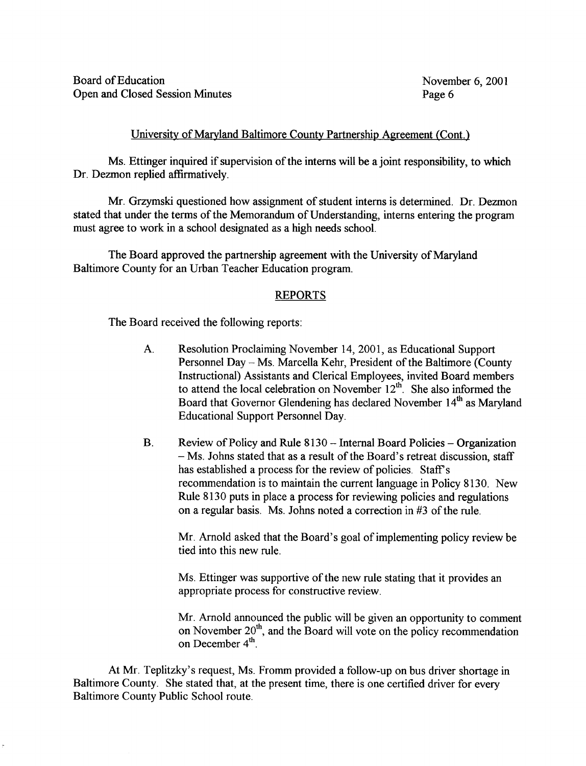University of Maryland Baltimore County Partnership Agreement (Cont.)

Ms. Ettinger inquired if supervision of the interns will be a joint responsibility, to which Dr. Dezmon replied affirmatively.

Mr. Grzymski questioned how assignment of student interns is determined. Dr. Dezmon stated that under the terms of the Memorandum of Understanding, interns entering the program must agree to work in a school designated as a high needs school.

The Board approved the partnership agreement with the University of Maryland Baltimore County for an Urban Teacher Education program.

## REPORTS

The Board received the following reports:

A. Resolution Proclaiming November 14, 2001, as Educational Support Personnel Day – Ms. Marcella Kehr, President of the Baltimore (County Instructional) Assistants and Clerical Employees, invited Board members to attend the local celebration on November 12th. She also informed the Board that Governor Glendening has declared November 14th as Maryland Educational Support Personnel Day.

B. Review of Policy and Rule 8130 – Internal Board Policies – Organization – Ms. Johns stated that as a result of the Board's retreat discussion, staff has established a process for the review of policies. Staff's recommendation is to maintain the current language in Policy 8130. New Rule 8130 puts in place a process for reviewing policies and regulations on a regular basis. Ms. Johns noted a correction in #3 of the rule.

   Mr. Arnold asked that the Board's goal of implementing policy review be tied into this new rule.

   Ms. Ettinger was supportive of the new rule stating that it provides an appropriate process for constructive review.

   Mr. Arnold announced the public will be given an opportunity to comment on November 20th, and the Board will vote on the policy recommendation on December 4th.

At Mr. Teplitzky's request, Ms. Fromm provided a follow-up on bus driver shortage in Baltimore County. She stated that, at the present time, there is one certified driver for every Baltimore County Public School route.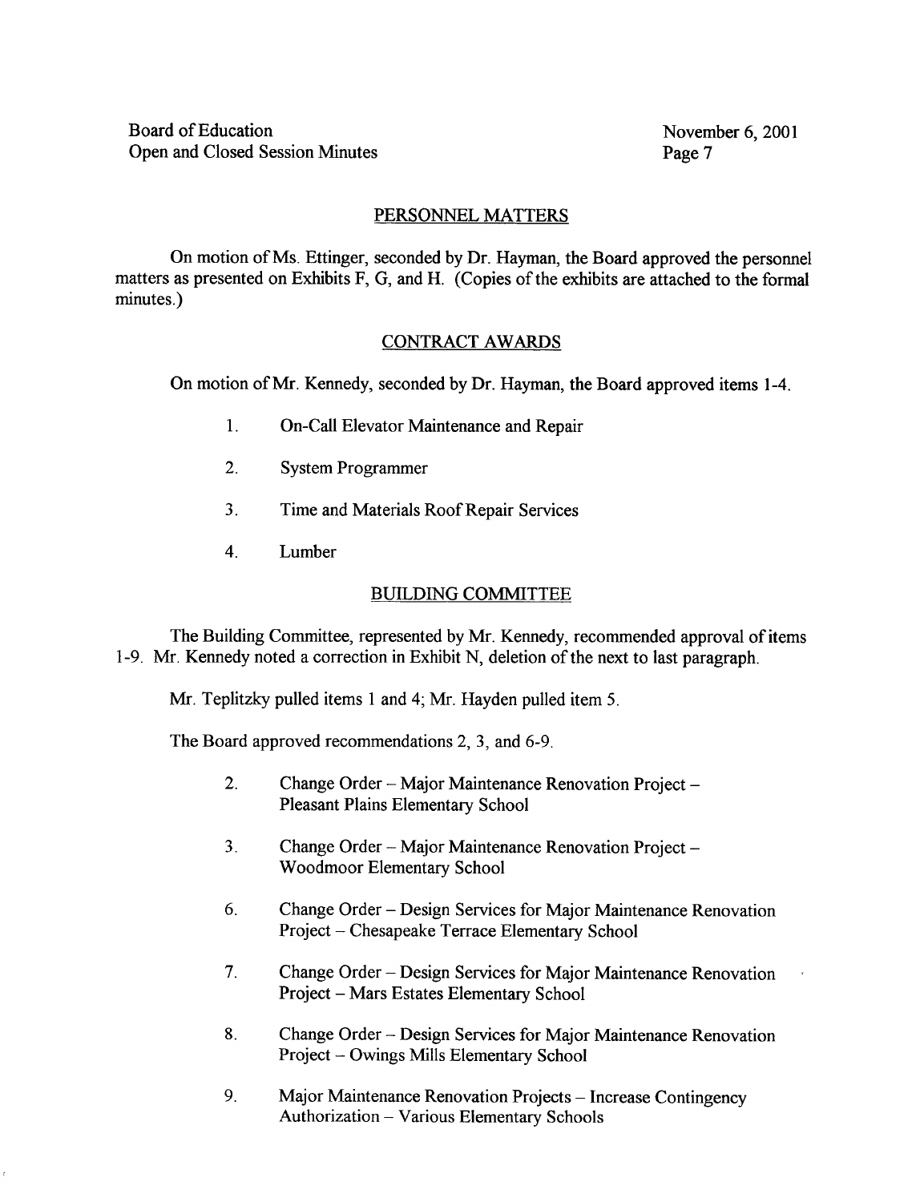## PERSONNEL MATTERS

On motion of Ms. Ettinger, seconded by Dr. Hayman, the Board approved the personnel matters as presented on Exhibits F, G, and H. (Copies of the exhibits are attached to the formal minutes.)

## CONTRACT AWARDS

On motion of Mr. Kennedy, seconded by Dr. Hayman, the Board approved items 1-4.

1. On-Call Elevator Maintenance and Repair
2. System Programmer
3. Time and Materials Roof Repair Services
4. Lumber

## BUILDING COMMITTEE

The Building Committee, represented by Mr. Kennedy, recommended approval of items 1-9. Mr. Kennedy noted a correction in Exhibit N, deletion of the next to last paragraph.

Mr. Teplitzky pulled items 1 and 4; Mr. Hayden pulled item 5.

The Board approved recommendations 2, 3, and 6-9.

2. Change Order – Major Maintenance Renovation Project – Pleasant Plains Elementary School

3. Change Order – Major Maintenance Renovation Project – Woodmoor Elementary School

6. Change Order – Design Services for Major Maintenance Renovation Project – Chesapeake Terrace Elementary School

7. Change Order – Design Services for Major Maintenance Renovation Project – Mars Estates Elementary School

8. Change Order – Design Services for Major Maintenance Renovation Project – Owings Mills Elementary School

9. Major Maintenance Renovation Projects – Increase Contingency Authorization – Various Elementary Schools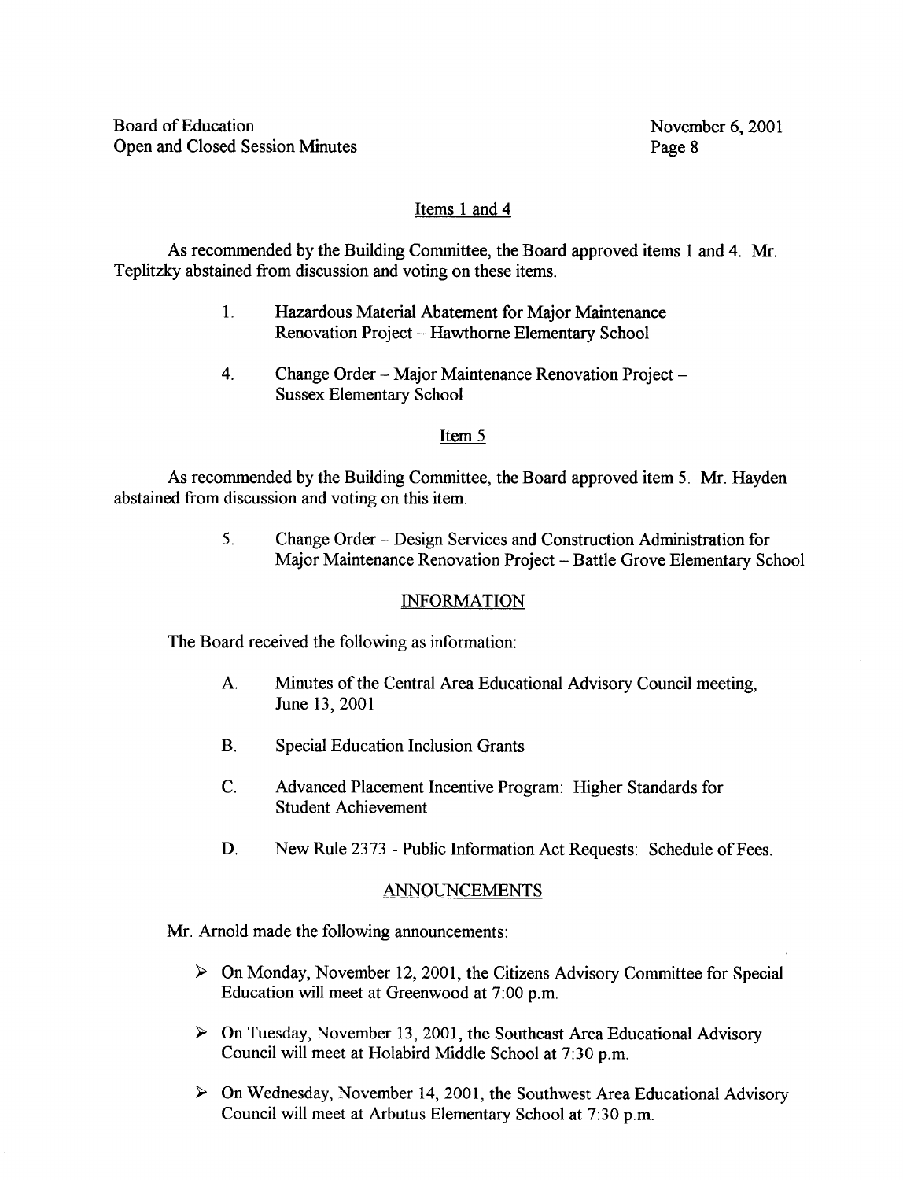## Items 1 and 4

As recommended by the Building Committee, the Board approved items 1 and 4. Mr. Teplitzky abstained from discussion and voting on these items.

1. Hazardous Material Abatement for Major Maintenance Renovation Project – Hawthorne Elementary School

4. Change Order – Major Maintenance Renovation Project – Sussex Elementary School

## Item 5

As recommended by the Building Committee, the Board approved item 5. Mr. Hayden abstained from discussion and voting on this item.

5. Change Order – Design Services and Construction Administration for Major Maintenance Renovation Project – Battle Grove Elementary School

## INFORMATION

The Board received the following as information:

A. Minutes of the Central Area Educational Advisory Council meeting, June 13, 2001

B. Special Education Inclusion Grants

C. Advanced Placement Incentive Program: Higher Standards for Student Achievement

D. New Rule 2373 - Public Information Act Requests: Schedule of Fees.

## ANNOUNCEMENTS

Mr. Arnold made the following announcements:

- On Monday, November 12, 2001, the Citizens Advisory Committee for Special Education will meet at Greenwood at 7:00 p.m.
- On Tuesday, November 13, 2001, the Southeast Area Educational Advisory Council will meet at Holabird Middle School at 7:30 p.m.
- On Wednesday, November 14, 2001, the Southwest Area Educational Advisory Council will meet at Arbutus Elementary School at 7:30 p.m.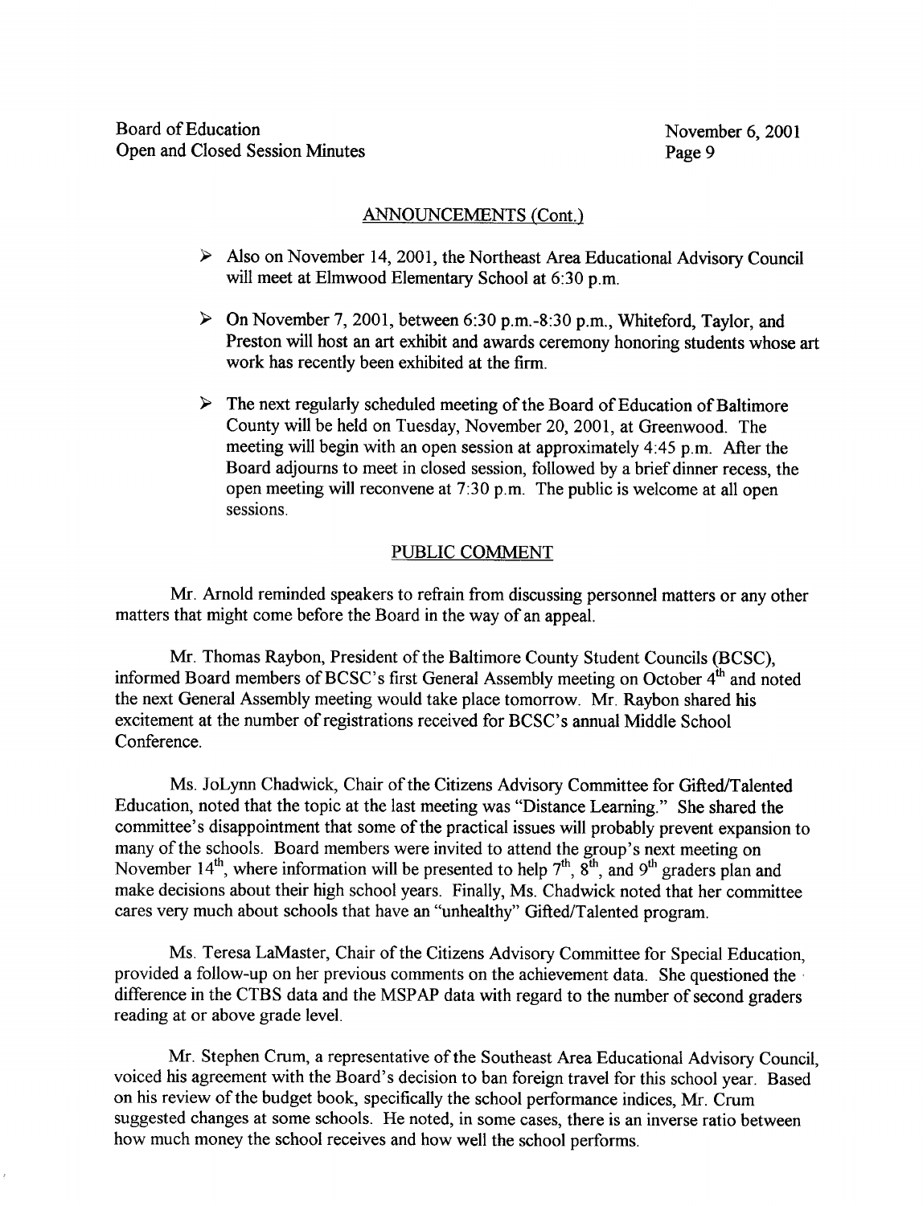## ANNOUNCEMENTS (Cont.)

- Also on November 14, 2001, the Northeast Area Educational Advisory Council will meet at Elmwood Elementary School at 6:30 p.m.
- On November 7, 2001, between 6:30 p.m.-8:30 p.m., Whiteford, Taylor, and Preston will host an art exhibit and awards ceremony honoring students whose art work has recently been exhibited at the firm.
- The next regularly scheduled meeting of the Board of Education of Baltimore County will be held on Tuesday, November 20, 2001, at Greenwood. The meeting will begin with an open session at approximately 4:45 p.m. After the Board adjourns to meet in closed session, followed by a brief dinner recess, the open meeting will reconvene at 7:30 p.m. The public is welcome at all open sessions.

## PUBLIC COMMENT

Mr. Arnold reminded speakers to refrain from discussing personnel matters or any other matters that might come before the Board in the way of an appeal.

Mr. Thomas Raybon, President of the Baltimore County Student Councils (BCSC), informed Board members of BCSC's first General Assembly meeting on October 4th and noted the next General Assembly meeting would take place tomorrow. Mr. Raybon shared his excitement at the number of registrations received for BCSC's annual Middle School Conference.

Ms. JoLynn Chadwick, Chair of the Citizens Advisory Committee for Gifted/Talented Education, noted that the topic at the last meeting was "Distance Learning." She shared the committee's disappointment that some of the practical issues will probably prevent expansion to many of the schools. Board members were invited to attend the group's next meeting on November 14th, where information will be presented to help 7th, 8th, and 9th graders plan and make decisions about their high school years. Finally, Ms. Chadwick noted that her committee cares very much about schools that have an "unhealthy" Gifted/Talented program.

Ms. Teresa LaMaster, Chair of the Citizens Advisory Committee for Special Education, provided a follow-up on her previous comments on the achievement data. She questioned the difference in the CTBS data and the MSPAP data with regard to the number of second graders reading at or above grade level.

Mr. Stephen Crum, a representative of the Southeast Area Educational Advisory Council, voiced his agreement with the Board's decision to ban foreign travel for this school year. Based on his review of the budget book, specifically the school performance indices, Mr. Crum suggested changes at some schools. He noted, in some cases, there is an inverse ratio between how much money the school receives and how well the school performs.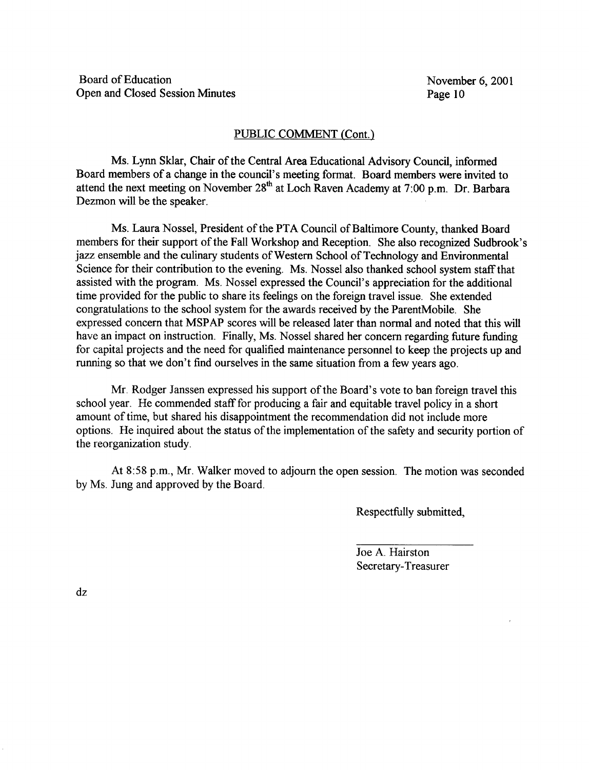## PUBLIC COMMENT (Cont.)

Ms. Lynn Sklar, Chair of the Central Area Educational Advisory Council, informed Board members of a change in the council's meeting format. Board members were invited to attend the next meeting on November 28th at Loch Raven Academy at 7:00 p.m. Dr. Barbara Dezmon will be the speaker.

Ms. Laura Nossel, President of the PTA Council of Baltimore County, thanked Board members for their support of the Fall Workshop and Reception. She also recognized Sudbrook's jazz ensemble and the culinary students of Western School of Technology and Environmental Science for their contribution to the evening. Ms. Nossel also thanked school system staff that assisted with the program. Ms. Nossel expressed the Council's appreciation for the additional time provided for the public to share its feelings on the foreign travel issue. She extended congratulations to the school system for the awards received by the ParentMobile. She expressed concern that MSPAP scores will be released later than normal and noted that this will have an impact on instruction. Finally, Ms. Nossel shared her concern regarding future funding for capital projects and the need for qualified maintenance personnel to keep the projects up and running so that we don't find ourselves in the same situation from a few years ago.

Mr. Rodger Janssen expressed his support of the Board's vote to ban foreign travel this school year. He commended staff for producing a fair and equitable travel policy in a short amount of time, but shared his disappointment the recommendation did not include more options. He inquired about the status of the implementation of the safety and security portion of the reorganization study.

At 8:58 p.m., Mr. Walker moved to adjourn the open session. The motion was seconded by Ms. Jung and approved by the Board.

Respectfully submitted,

Joe A. Hairston
Secretary-Treasurer

dz